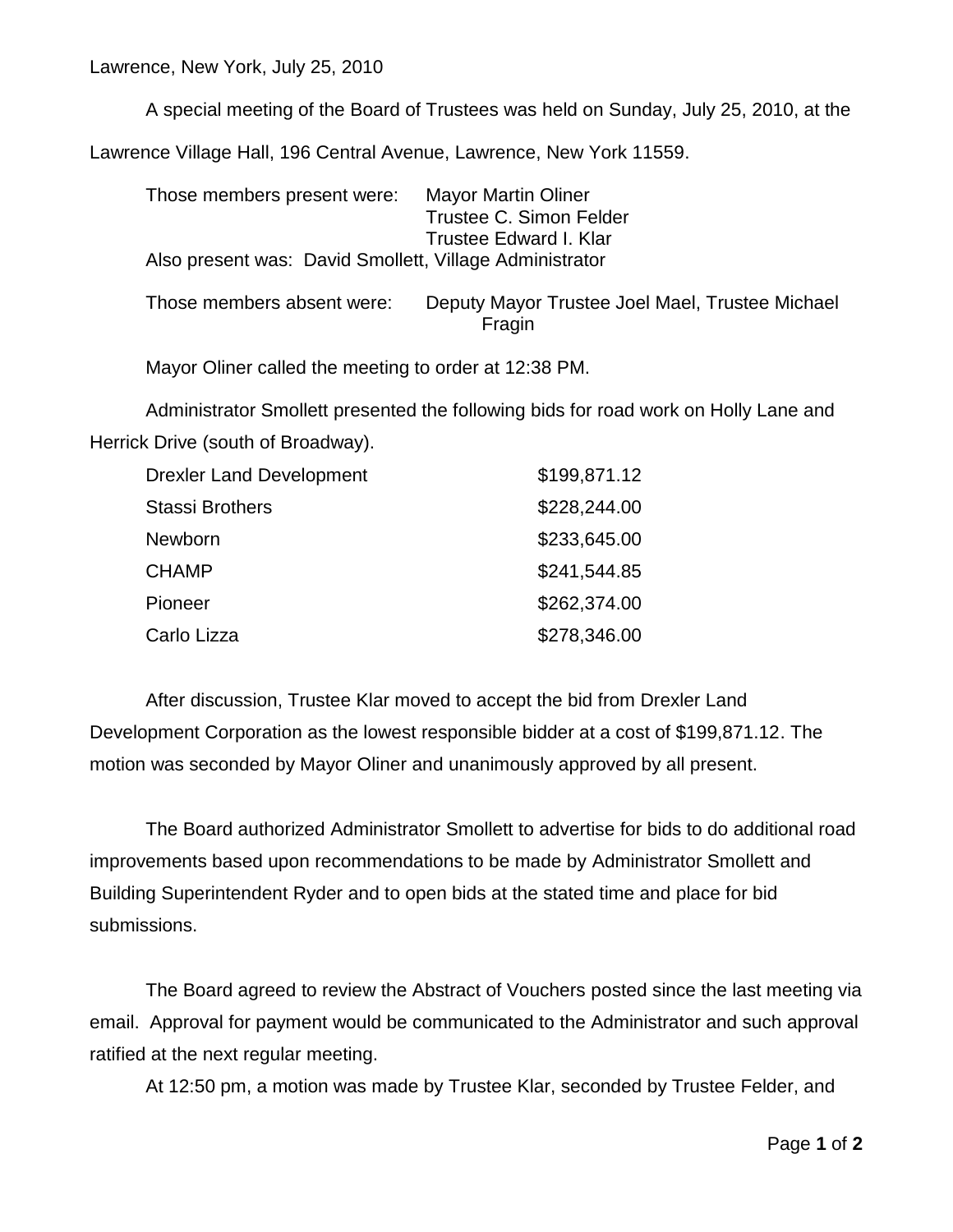Lawrence, New York, July 25, 2010

A special meeting of the Board of Trustees was held on Sunday, July 25, 2010, at the Lawrence Village Hall, 196 Central Avenue, Lawrence, New York 11559.

Those members present were: Mayor Martin Oliner
Trustee C. Simon Felder
Trustee Edward I. Klar

Also present was: David Smollett, Village Administrator

Those members absent were: Deputy Mayor Trustee Joel Mael, Trustee Michael Fragin

Mayor Oliner called the meeting to order at 12:38 PM.

Administrator Smollett presented the following bids for road work on Holly Lane and Herrick Drive (south of Broadway).

| Bidder | Amount |
|---|---|
| Drexler Land Development | $199,871.12 |
| Stassi Brothers | $228,244.00 |
| Newborn | $233,645.00 |
| CHAMP | $241,544.85 |
| Pioneer | $262,374.00 |
| Carlo Lizza | $278,346.00 |

After discussion, Trustee Klar moved to accept the bid from Drexler Land Development Corporation as the lowest responsible bidder at a cost of $199,871.12. The motion was seconded by Mayor Oliner and unanimously approved by all present.

The Board authorized Administrator Smollett to advertise for bids to do additional road improvements based upon recommendations to be made by Administrator Smollett and Building Superintendent Ryder and to open bids at the stated time and place for bid submissions.

The Board agreed to review the Abstract of Vouchers posted since the last meeting via email. Approval for payment would be communicated to the Administrator and such approval ratified at the next regular meeting.

At 12:50 pm, a motion was made by Trustee Klar, seconded by Trustee Felder, and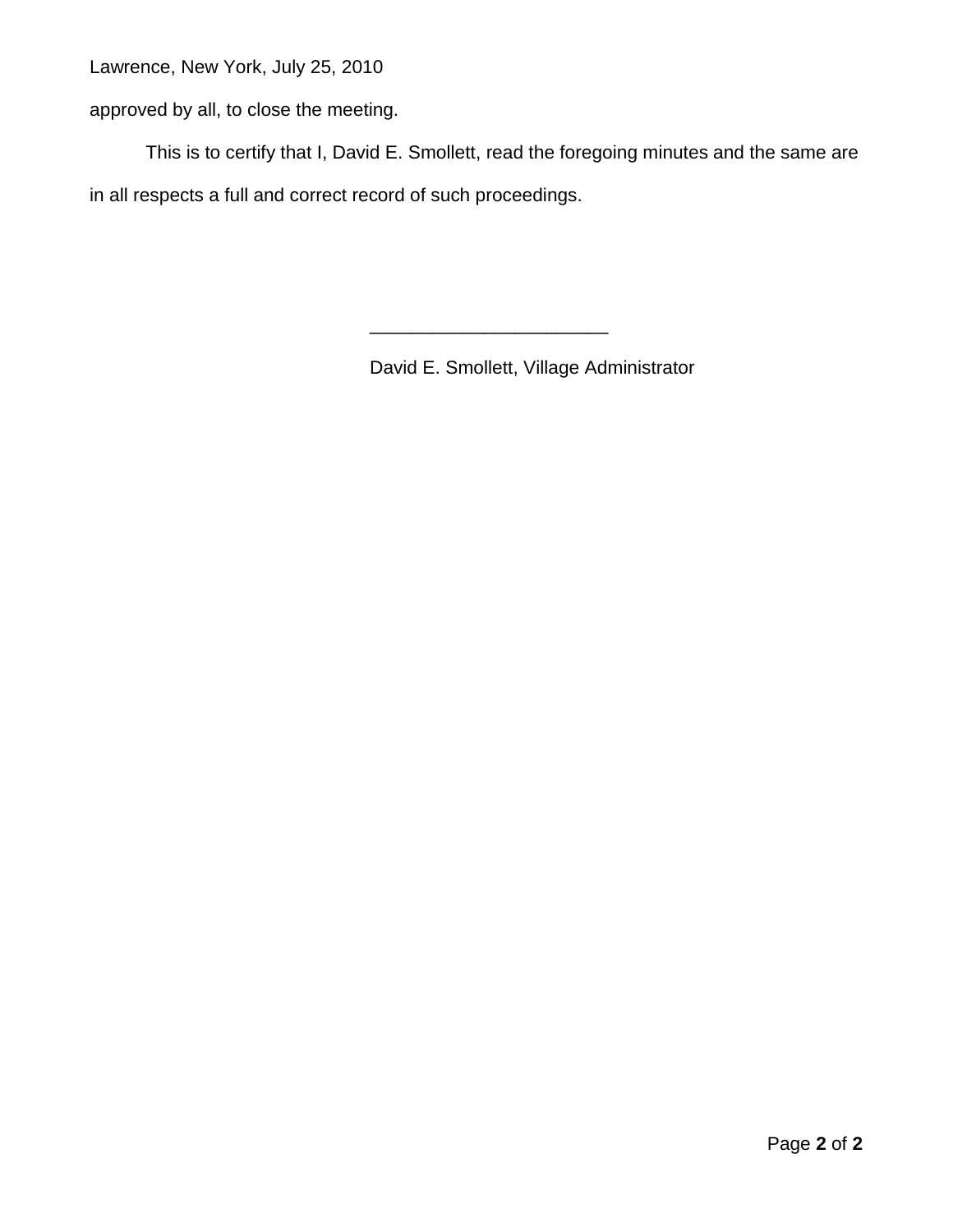approved by all, to close the meeting.

This is to certify that I, David E. Smollett, read the foregoing minutes and the same are in all respects a full and correct record of such proceedings.

\_\_\_\_\_\_\_\_\_\_\_\_\_\_\_\_\_\_\_\_\_\_\_

David E. Smollett, Village Administrator